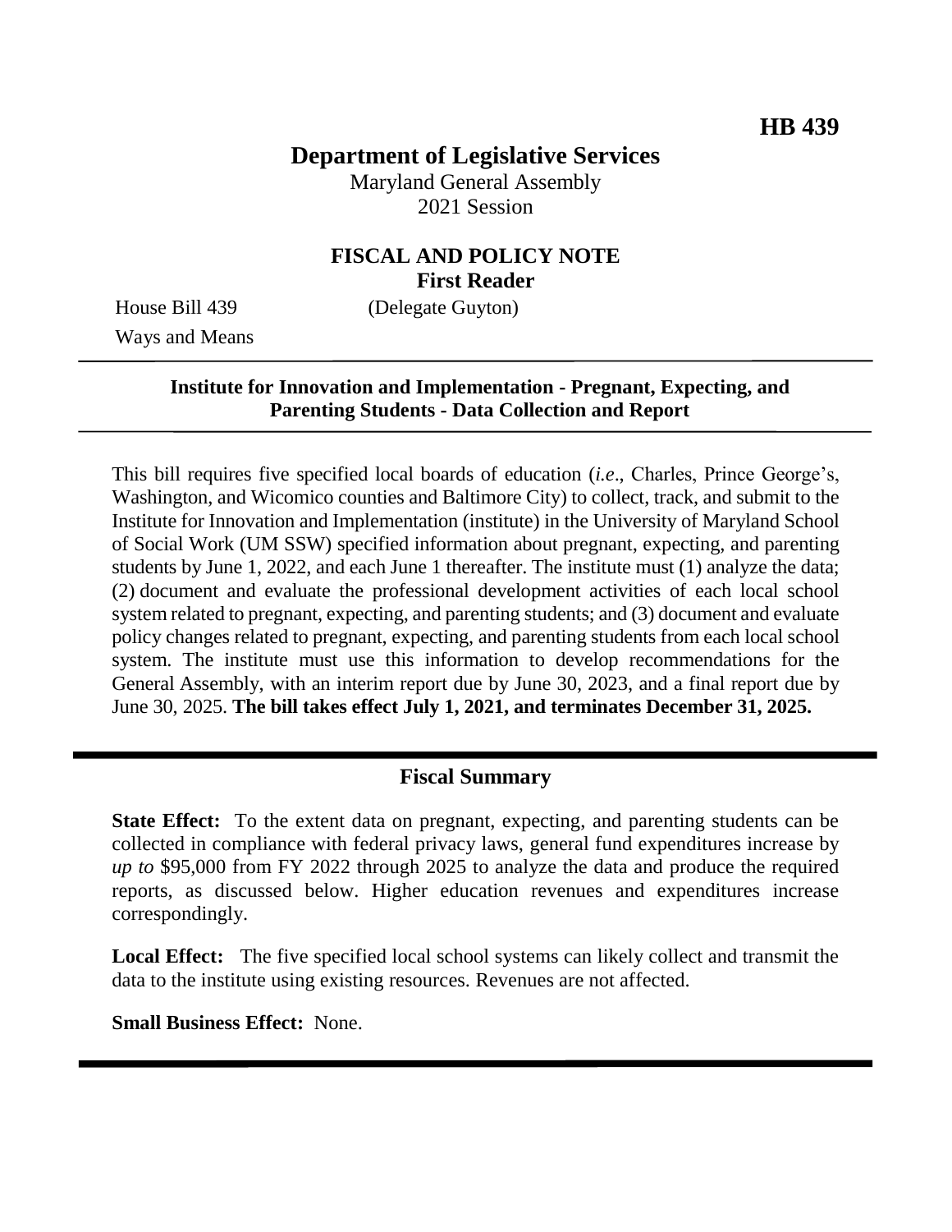**HB 439**

# Department of Legislative Services

Maryland General Assembly
2021 Session

## FISCAL AND POLICY NOTE
**First Reader**

House Bill 439 (Delegate Guyton)
Ways and Means

---

**Institute for Innovation and Implementation - Pregnant, Expecting, and Parenting Students - Data Collection and Report**

---

This bill requires five specified local boards of education (*i.e*., Charles, Prince George's, Washington, and Wicomico counties and Baltimore City) to collect, track, and submit to the Institute for Innovation and Implementation (institute) in the University of Maryland School of Social Work (UM SSW) specified information about pregnant, expecting, and parenting students by June 1, 2022, and each June 1 thereafter. The institute must (1) analyze the data; (2) document and evaluate the professional development activities of each local school system related to pregnant, expecting, and parenting students; and (3) document and evaluate policy changes related to pregnant, expecting, and parenting students from each local school system. The institute must use this information to develop recommendations for the General Assembly, with an interim report due by June 30, 2023, and a final report due by June 30, 2025. **The bill takes effect July 1, 2021, and terminates December 31, 2025.**

---

## Fiscal Summary

**State Effect:** To the extent data on pregnant, expecting, and parenting students can be collected in compliance with federal privacy laws, general fund expenditures increase by *up to* $95,000 from FY 2022 through 2025 to analyze the data and produce the required reports, as discussed below. Higher education revenues and expenditures increase correspondingly.

**Local Effect:** The five specified local school systems can likely collect and transmit the data to the institute using existing resources. Revenues are not affected.

**Small Business Effect:** None.

---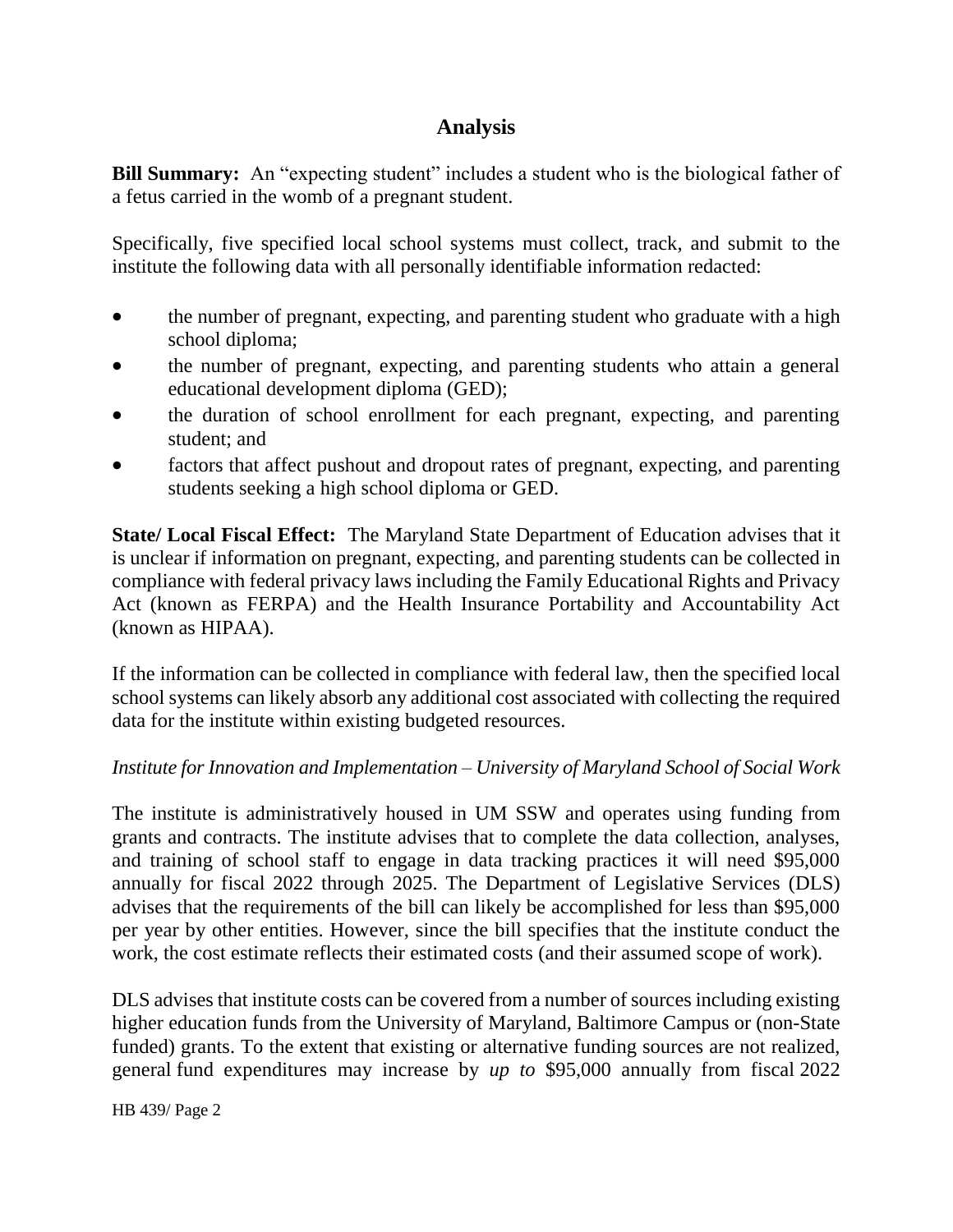## Analysis

**Bill Summary:** An "expecting student" includes a student who is the biological father of a fetus carried in the womb of a pregnant student.

Specifically, five specified local school systems must collect, track, and submit to the institute the following data with all personally identifiable information redacted:

- the number of pregnant, expecting, and parenting student who graduate with a high school diploma;
- the number of pregnant, expecting, and parenting students who attain a general educational development diploma (GED);
- the duration of school enrollment for each pregnant, expecting, and parenting student; and
- factors that affect pushout and dropout rates of pregnant, expecting, and parenting students seeking a high school diploma or GED.

**State/ Local Fiscal Effect:** The Maryland State Department of Education advises that it is unclear if information on pregnant, expecting, and parenting students can be collected in compliance with federal privacy laws including the Family Educational Rights and Privacy Act (known as FERPA) and the Health Insurance Portability and Accountability Act (known as HIPAA).

If the information can be collected in compliance with federal law, then the specified local school systems can likely absorb any additional cost associated with collecting the required data for the institute within existing budgeted resources.

*Institute for Innovation and Implementation – University of Maryland School of Social Work*

The institute is administratively housed in UM SSW and operates using funding from grants and contracts. The institute advises that to complete the data collection, analyses, and training of school staff to engage in data tracking practices it will need $95,000 annually for fiscal 2022 through 2025. The Department of Legislative Services (DLS) advises that the requirements of the bill can likely be accomplished for less than $95,000 per year by other entities. However, since the bill specifies that the institute conduct the work, the cost estimate reflects their estimated costs (and their assumed scope of work).

DLS advises that institute costs can be covered from a number of sources including existing higher education funds from the University of Maryland, Baltimore Campus or (non-State funded) grants. To the extent that existing or alternative funding sources are not realized, general fund expenditures may increase by *up to* $95,000 annually from fiscal 2022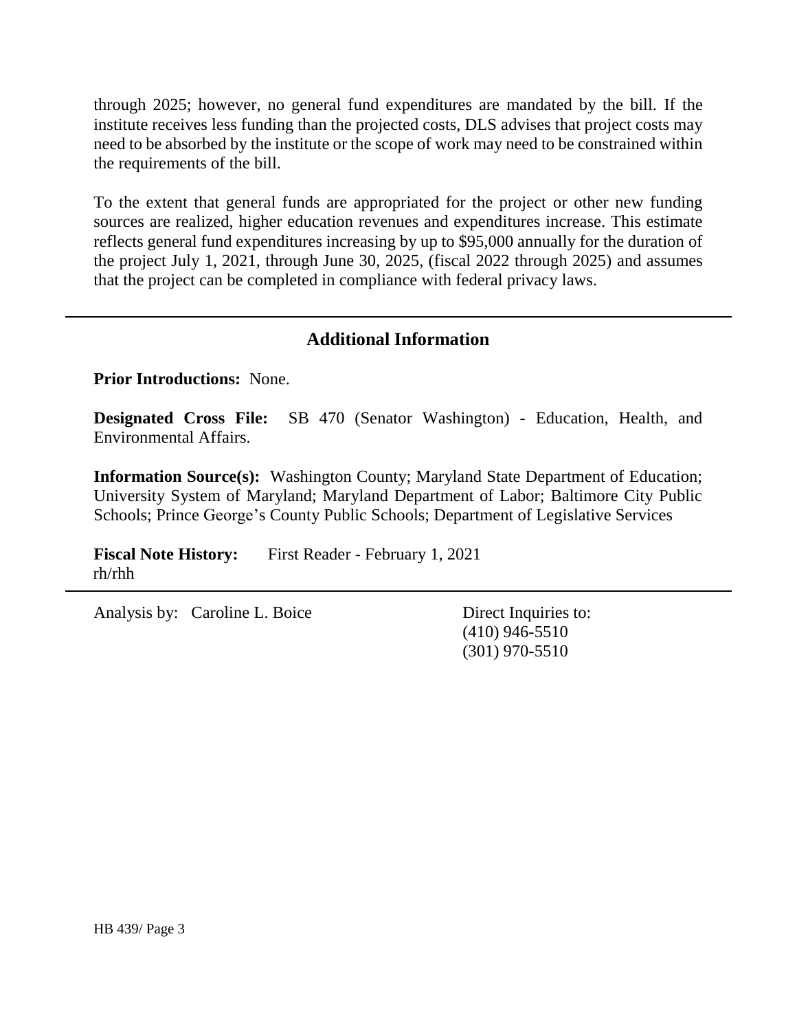through 2025; however, no general fund expenditures are mandated by the bill. If the institute receives less funding than the projected costs, DLS advises that project costs may need to be absorbed by the institute or the scope of work may need to be constrained within the requirements of the bill.

To the extent that general funds are appropriated for the project or other new funding sources are realized, higher education revenues and expenditures increase. This estimate reflects general fund expenditures increasing by up to $95,000 annually for the duration of the project July 1, 2021, through June 30, 2025, (fiscal 2022 through 2025) and assumes that the project can be completed in compliance with federal privacy laws.

---

## Additional Information

**Prior Introductions:** None.

**Designated Cross File:** SB 470 (Senator Washington) - Education, Health, and Environmental Affairs.

**Information Source(s):** Washington County; Maryland State Department of Education; University System of Maryland; Maryland Department of Labor; Baltimore City Public Schools; Prince George's County Public Schools; Department of Legislative Services

**Fiscal Note History:** First Reader - February 1, 2021
rh/rhh

---

Analysis by: Caroline L. Boice

Direct Inquiries to:
(410) 946-5510
(301) 970-5510